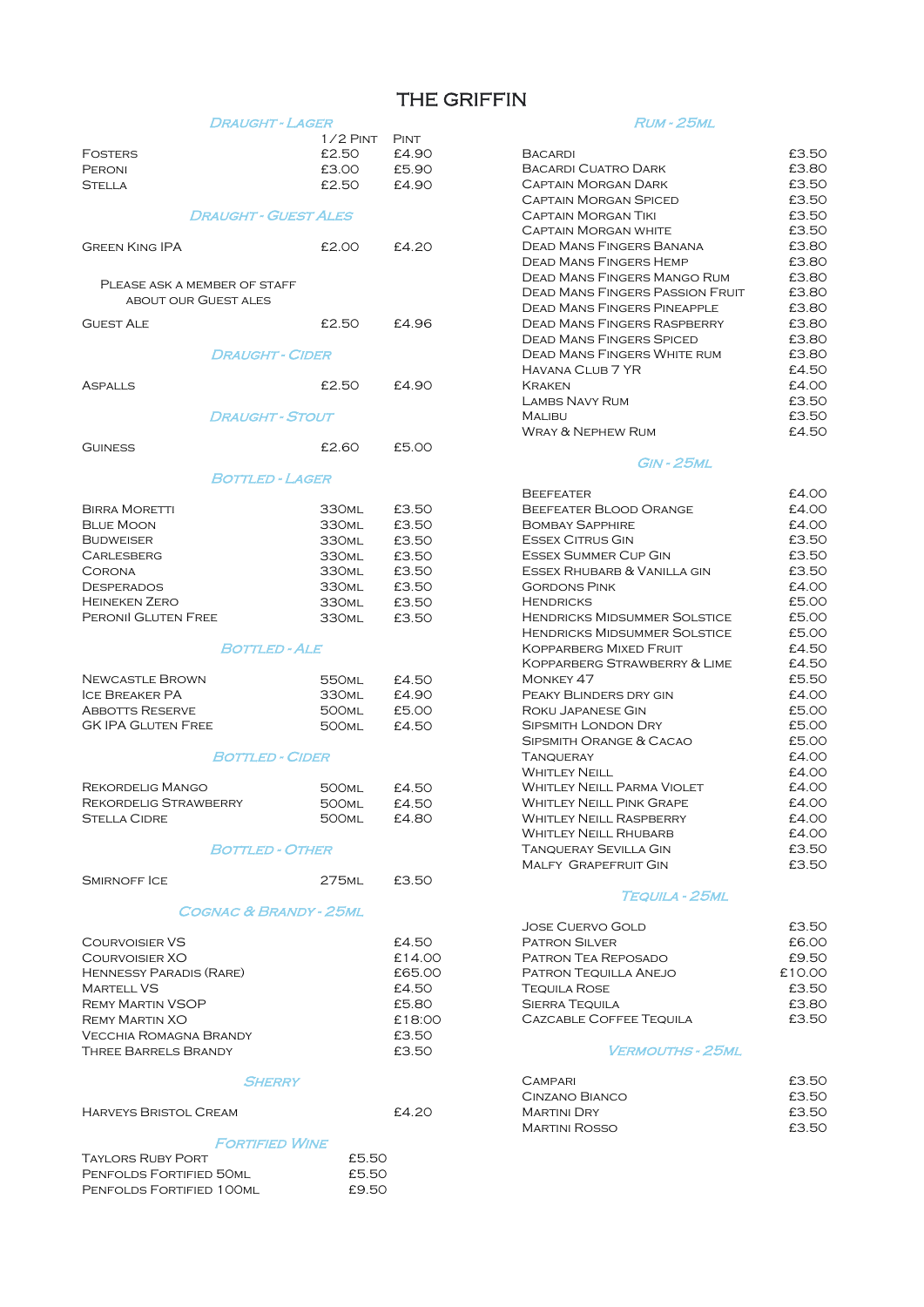# THE GRIFFIN

## Draught - Lager

| | 1/2 Pint | Pint |
|---|---|---|
| Fosters | £2.50 | £4.90 |
| Peroni | £3.00 | £5.90 |
| Stella | £2.50 | £4.90 |

## Draught - Guest Ales

| | | |
|---|---|---|
| Green King IPA | £2.00 | £4.20 |

Please ask a member of staff about our Guest Ales

| | | |
|---|---|---|
| Guest Ale | £2.50 | £4.96 |

## Draught - Cider

| | | |
|---|---|---|
| Aspalls | £2.50 | £4.90 |

## Draught - Stout

| | | |
|---|---|---|
| Guiness | £2.60 | £5.00 |

## Bottled - Lager

| | | |
|---|---|---|
| Birra Moretti | 330ml | £3.50 |
| Blue Moon | 330ml | £3.50 |
| Budweiser | 330ml | £3.50 |
| Carlesberg | 330ml | £3.50 |
| Corona | 330ml | £3.50 |
| Desperados | 330ml | £3.50 |
| Heineken Zero | 330ml | £3.50 |
| Peronil Gluten Free | 330ml | £3.50 |

## Bottled - Ale

| | | |
|---|---|---|
| Newcastle Brown | 550ml | £4.50 |
| Ice Breaker PA | 330ml | £4.90 |
| Abbotts Reserve | 500ml | £5.00 |
| GK IPA Gluten Free | 500ml | £4.50 |

## Bottled - Cider

| | | |
|---|---|---|
| Rekordelig Mango | 500ml | £4.50 |
| Rekordelig Strawberry | 500ml | £4.50 |
| Stella Cidre | 500ml | £4.80 |

## Bottled - Other

| | | |
|---|---|---|
| Smirnoff Ice | 275ml | £3.50 |

## Cognac & Brandy - 25ml

| | |
|---|---|
| Courvoisier VS | £4.50 |
| Courvoisier XO | £14.00 |
| Hennessy Paradis (Rare) | £65.00 |
| Martell VS | £4.50 |
| Remy Martin VSOP | £5.80 |
| Remy Martin XO | £18:00 |
| Vecchia Romagna Brandy | £3.50 |
| Three Barrels Brandy | £3.50 |

## Sherry

| | |
|---|---|
| Harveys Bristol Cream | £4.20 |

## Fortified Wine

| | |
|---|---|
| Taylors Ruby Port | £5.50 |
| Penfolds Fortified 50ml | £5.50 |
| Penfolds Fortified 100ml | £9.50 |

## Rum - 25ml

| | |
|---|---|
| Bacardi | £3.50 |
| Bacardi Cuatro Dark | £3.80 |
| Captain Morgan Dark | £3.50 |
| Captain Morgan Spiced | £3.50 |
| Captain Morgan Tiki | £3.50 |
| Captain Morgan white | £3.50 |
| Dead Mans Fingers Banana | £3.80 |
| Dead Mans Fingers Hemp | £3.80 |
| Dead Mans Fingers Mango Rum | £3.80 |
| Dead Mans Fingers Passion Fruit | £3.80 |
| Dead Mans Fingers Pineapple | £3.80 |
| Dead Mans Fingers Raspberry | £3.80 |
| Dead Mans Fingers Spiced | £3.80 |
| Dead Mans Fingers White rum | £3.80 |
| Havana Club 7 YR | £4.50 |
| Kraken | £4.00 |
| Lambs Navy Rum | £3.50 |
| Malibu | £3.50 |
| Wray & Nephew Rum | £4.50 |

## Gin - 25ml

| | |
|---|---|
| Beefeater | £4.00 |
| Beefeater Blood Orange | £4.00 |
| Bombay Sapphire | £4.00 |
| Essex Citrus Gin | £3.50 |
| Essex Summer Cup Gin | £3.50 |
| Essex Rhubarb & Vanilla gin | £3.50 |
| Gordons Pink | £4.00 |
| Hendricks | £5.00 |
| Hendricks Midsummer Solstice | £5.00 |
| Hendricks Midsummer Solstice | £5.00 |
| Kopparberg Mixed Fruit | £4.50 |
| Kopparberg Strawberry & Lime | £4.50 |
| Monkey 47 | £5.50 |
| Peaky Blinders dry gin | £4.00 |
| Roku Japanese Gin | £5.00 |
| Sipsmith London Dry | £5.00 |
| Sipsmith Orange & Cacao | £5.00 |
| Tanqueray | £4.00 |
| Whitley Neill | £4.00 |
| Whitley Neill Parma Violet | £4.00 |
| Whitley Neill Pink Grape | £4.00 |
| Whitley Neill Raspberry | £4.00 |
| Whitley Neill Rhubarb | £4.00 |
| Tanqueray Sevilla Gin | £3.50 |
| Malfy Grapefruit Gin | £3.50 |

## Tequila - 25ml

| | |
|---|---|
| Jose Cuervo Gold | £3.50 |
| Patron Silver | £6.00 |
| Patron Tea Reposado | £9.50 |
| Patron Tequila Anejo | £10.00 |
| Tequila Rose | £3.50 |
| Sierra Tequila | £3.80 |
| Cazcable Coffee Tequila | £3.50 |

## Vermouths - 25ml

| | |
|---|---|
| Campari | £3.50 |
| Cinzano Bianco | £3.50 |
| Martini Dry | £3.50 |
| Martini Rosso | £3.50 |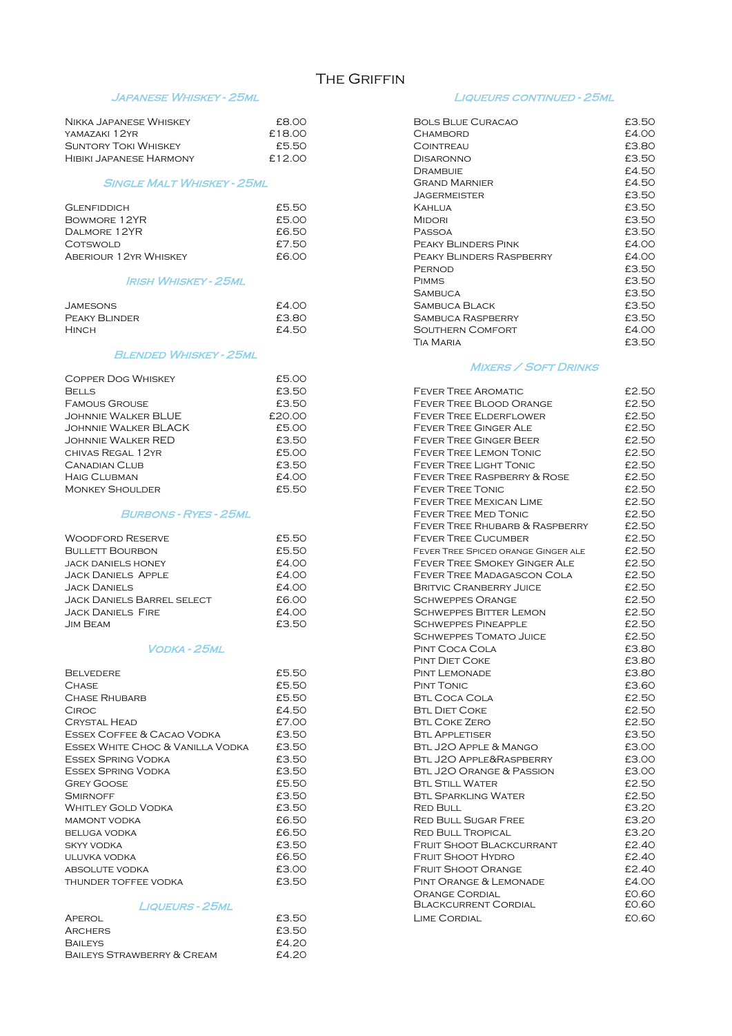# The Griffin

## Japanese Whiskey - 25ml

| | |
|---|---|
| Nikka Japanese Whiskey | £8.00 |
| Yamazaki 12yr | £18.00 |
| Suntory Toki Whiskey | £5.50 |
| Hibiki Japanese Harmony | £12.00 |

## Single Malt Whiskey - 25ml

| | |
|---|---|
| Glenfiddich | £5.50 |
| Bowmore 12yr | £5.00 |
| Dalmore 12yr | £6.50 |
| Cotswold | £7.50 |
| Aberiour 12yr Whiskey | £6.00 |

## Irish Whiskey - 25ml

| | |
|---|---|
| Jamesons | £4.00 |
| Peaky Blinder | £3.80 |
| Hinch | £4.50 |

## Blended Whiskey - 25ml

| | |
|---|---|
| Copper Dog Whiskey | £5.00 |
| Bells | £3.50 |
| Famous Grouse | £3.50 |
| Johnnie Walker BLUE | £20.00 |
| Johnnie Walker BLACK | £5.00 |
| Johnnie Walker RED | £3.50 |
| Chivas Regal 12yr | £5.00 |
| Canadian Club | £3.50 |
| Haig Clubman | £4.00 |
| Monkey Shoulder | £5.50 |

## Burbons - Ryes - 25ml

| | |
|---|---|
| Woodford Reserve | £5.50 |
| Bullett Bourbon | £5.50 |
| Jack Daniels Honey | £4.00 |
| Jack Daniels Apple | £4.00 |
| Jack Daniels | £4.00 |
| Jack Daniels Barrel Select | £6.00 |
| Jack Daniels Fire | £4.00 |
| Jim Beam | £3.50 |

## Vodka - 25ml

| | |
|---|---|
| Belvedere | £5.50 |
| Chase | £5.50 |
| Chase Rhubarb | £5.50 |
| Ciroc | £4.50 |
| Crystal Head | £7.00 |
| Essex Coffee & Cacao Vodka | £3.50 |
| Essex White Choc & Vanilla Vodka | £3.50 |
| Essex Spring Vodka | £3.50 |
| Essex Spring Vodka | £3.50 |
| Grey Goose | £5.50 |
| Smirnoff | £3.50 |
| Whitley Gold Vodka | £3.50 |
| Mamont Vodka | £6.50 |
| Beluga Vodka | £6.50 |
| Skyy Vodka | £3.50 |
| Uluvka Vodka | £6.50 |
| Absolute Vodka | £3.00 |
| Thunder Toffee Vodka | £3.50 |

## Liqueurs - 25ml

| | |
|---|---|
| Aperol | £3.50 |
| Archers | £3.50 |
| Baileys | £4.20 |
| Baileys Strawberry & Cream | £4.20 |

## Liqueurs Continued - 25ml

| | |
|---|---|
| Bols Blue Curacao | £3.50 |
| Chambord | £4.00 |
| Cointreau | £3.80 |
| Disaronno | £3.50 |
| Drambuie | £4.50 |
| Grand Marnier | £4.50 |
| Jagermeister | £3.50 |
| Kahlua | £3.50 |
| Midori | £3.50 |
| Passoa | £3.50 |
| Peaky Blinders Pink | £4.00 |
| Peaky Blinders Raspberry | £4.00 |
| Pernod | £3.50 |
| Pimms | £3.50 |
| Sambuca | £3.50 |
| Sambuca Black | £3.50 |
| Sambuca Raspberry | £3.50 |
| Southern Comfort | £4.00 |
| Tia Maria | £3.50 |

## Mixers / Soft Drinks

| | |
|---|---|
| Fever Tree Aromatic | £2.50 |
| Fever Tree Blood Orange | £2.50 |
| Fever Tree Elderflower | £2.50 |
| Fever Tree Ginger Ale | £2.50 |
| Fever Tree Ginger Beer | £2.50 |
| Fever Tree Lemon Tonic | £2.50 |
| Fever Tree Light Tonic | £2.50 |
| Fever Tree Raspberry & Rose | £2.50 |
| Fever Tree Tonic | £2.50 |
| Fever Tree Mexican Lime | £2.50 |
| Fever Tree Med Tonic | £2.50 |
| Fever Tree Rhubarb & Raspberry | £2.50 |
| Fever Tree Cucumber | £2.50 |
| Fever Tree Spiced Orange Ginger Ale | £2.50 |
| Fever Tree Smokey Ginger Ale | £2.50 |
| Fever Tree Madagascon Cola | £2.50 |
| Britvic Cranberry Juice | £2.50 |
| Schweppes Orange | £2.50 |
| Schweppes Bitter Lemon | £2.50 |
| Schweppes Pineapple | £2.50 |
| Schweppes Tomato Juice | £2.50 |
| Pint Coca Cola | £3.80 |
| Pint Diet Coke | £3.80 |
| Pint Lemonade | £3.80 |
| Pint Tonic | £3.60 |
| Btl Coca Cola | £2.50 |
| Btl Diet Coke | £2.50 |
| Btl Coke Zero | £2.50 |
| Btl Appletiser | £3.50 |
| Btl J2O Apple & Mango | £3.00 |
| Btl J2O Apple&Raspberry | £3.00 |
| Btl J2O Orange & Passion | £3.00 |
| Btl Still Water | £2.50 |
| Btl Sparkling Water | £2.50 |
| Red Bull | £3.20 |
| Red Bull Sugar Free | £3.20 |
| Red Bull Tropical | £3.20 |
| Fruit Shoot Blackcurrant | £2.40 |
| Fruit Shoot Hydro | £2.40 |
| Fruit Shoot Orange | £2.40 |
| Pint Orange & Lemonade | £4.00 |
| Orange Cordial | £0.60 |
| Blackcurrent Cordial | £0.60 |
| Lime Cordial | £0.60 |